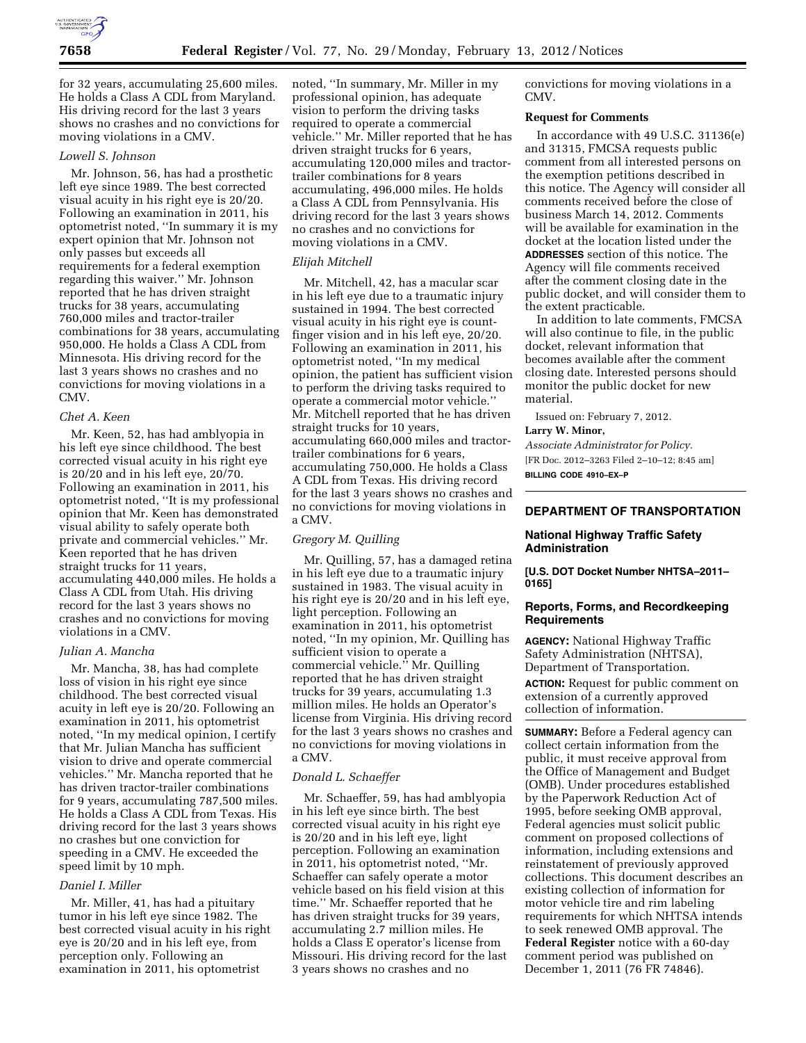for 32 years, accumulating 25,600 miles. He holds a Class A CDL from Maryland. His driving record for the last 3 years shows no crashes and no convictions for moving violations in a CMV.

*Lowell S. Johnson*

Mr. Johnson, 56, has had a prosthetic left eye since 1989. The best corrected visual acuity in his right eye is 20/20. Following an examination in 2011, his optometrist noted, ''In summary it is my expert opinion that Mr. Johnson not only passes but exceeds all requirements for a federal exemption regarding this waiver.'' Mr. Johnson reported that he has driven straight trucks for 38 years, accumulating 760,000 miles and tractor-trailer combinations for 38 years, accumulating 950,000. He holds a Class A CDL from Minnesota. His driving record for the last 3 years shows no crashes and no convictions for moving violations in a CMV.

*Chet A. Keen*

Mr. Keen, 52, has had amblyopia in his left eye since childhood. The best corrected visual acuity in his right eye is 20/20 and in his left eye, 20/70. Following an examination in 2011, his optometrist noted, ''It is my professional opinion that Mr. Keen has demonstrated visual ability to safely operate both private and commercial vehicles.'' Mr. Keen reported that he has driven straight trucks for 11 years, accumulating 440,000 miles. He holds a Class A CDL from Utah. His driving record for the last 3 years shows no crashes and no convictions for moving violations in a CMV.

*Julian A. Mancha*

Mr. Mancha, 38, has had complete loss of vision in his right eye since childhood. The best corrected visual acuity in left eye is 20/20. Following an examination in 2011, his optometrist noted, ''In my medical opinion, I certify that Mr. Julian Mancha has sufficient vision to drive and operate commercial vehicles.'' Mr. Mancha reported that he has driven tractor-trailer combinations for 9 years, accumulating 787,500 miles. He holds a Class A CDL from Texas. His driving record for the last 3 years shows no crashes but one conviction for speeding in a CMV. He exceeded the speed limit by 10 mph.

*Daniel I. Miller*

Mr. Miller, 41, has had a pituitary tumor in his left eye since 1982. The best corrected visual acuity in his right eye is 20/20 and in his left eye, from perception only. Following an examination in 2011, his optometrist noted, ''In summary, Mr. Miller in my professional opinion, has adequate vision to perform the driving tasks required to operate a commercial vehicle.'' Mr. Miller reported that he has driven straight trucks for 6 years, accumulating 120,000 miles and tractor-trailer combinations for 8 years accumulating, 496,000 miles. He holds a Class A CDL from Pennsylvania. His driving record for the last 3 years shows no crashes and no convictions for moving violations in a CMV.

*Elijah Mitchell*

Mr. Mitchell, 42, has a macular scar in his left eye due to a traumatic injury sustained in 1994. The best corrected visual acuity in his right eye is count-finger vision and in his left eye, 20/20. Following an examination in 2011, his optometrist noted, ''In my medical opinion, the patient has sufficient vision to perform the driving tasks required to operate a commercial motor vehicle.'' Mr. Mitchell reported that he has driven straight trucks for 10 years, accumulating 660,000 miles and tractor-trailer combinations for 6 years, accumulating 750,000. He holds a Class A CDL from Texas. His driving record for the last 3 years shows no crashes and no convictions for moving violations in a CMV.

*Gregory M. Quilling*

Mr. Quilling, 57, has a damaged retina in his left eye due to a traumatic injury sustained in 1983. The visual acuity in his right eye is 20/20 and in his left eye, light perception. Following an examination in 2011, his optometrist noted, ''In my opinion, Mr. Quilling has sufficient vision to operate a commercial vehicle.'' Mr. Quilling reported that he has driven straight trucks for 39 years, accumulating 1.3 million miles. He holds an Operator's license from Virginia. His driving record for the last 3 years shows no crashes and no convictions for moving violations in a CMV.

*Donald L. Schaeffer*

Mr. Schaeffer, 59, has had amblyopia in his left eye since birth. The best corrected visual acuity in his right eye is 20/20 and in his left eye, light perception. Following an examination in 2011, his optometrist noted, ''Mr. Schaeffer can safely operate a motor vehicle based on his field vision at this time.'' Mr. Schaeffer reported that he has driven straight trucks for 39 years, accumulating 2.7 million miles. He holds a Class E operator's license from Missouri. His driving record for the last 3 years shows no crashes and no convictions for moving violations in a CMV.

**Request for Comments**

In accordance with 49 U.S.C. 31136(e) and 31315, FMCSA requests public comment from all interested persons on the exemption petitions described in this notice. The Agency will consider all comments received before the close of business March 14, 2012. Comments will be available for examination in the docket at the location listed under the **ADDRESSES** section of this notice. The Agency will file comments received after the comment closing date in the public docket, and will consider them to the extent practicable.

In addition to late comments, FMCSA will also continue to file, in the public docket, relevant information that becomes available after the comment closing date. Interested persons should monitor the public docket for new material.

Issued on: February 7, 2012.

**Larry W. Minor,**

*Associate Administrator for Policy.*

[FR Doc. 2012–3263 Filed 2–10–12; 8:45 am]

**BILLING CODE 4910–EX–P**

---

## DEPARTMENT OF TRANSPORTATION

### National Highway Traffic Safety Administration

**[U.S. DOT Docket Number NHTSA–2011–0165]**

### Reports, Forms, and Recordkeeping Requirements

**AGENCY:** National Highway Traffic Safety Administration (NHTSA), Department of Transportation.

**ACTION:** Request for public comment on extension of a currently approved collection of information.

**SUMMARY:** Before a Federal agency can collect certain information from the public, it must receive approval from the Office of Management and Budget (OMB). Under procedures established by the Paperwork Reduction Act of 1995, before seeking OMB approval, Federal agencies must solicit public comment on proposed collections of information, including extensions and reinstatement of previously approved collections. This document describes an existing collection of information for motor vehicle tire and rim labeling requirements for which NHTSA intends to seek renewed OMB approval. The **Federal Register** notice with a 60-day comment period was published on December 1, 2011 (76 FR 74846).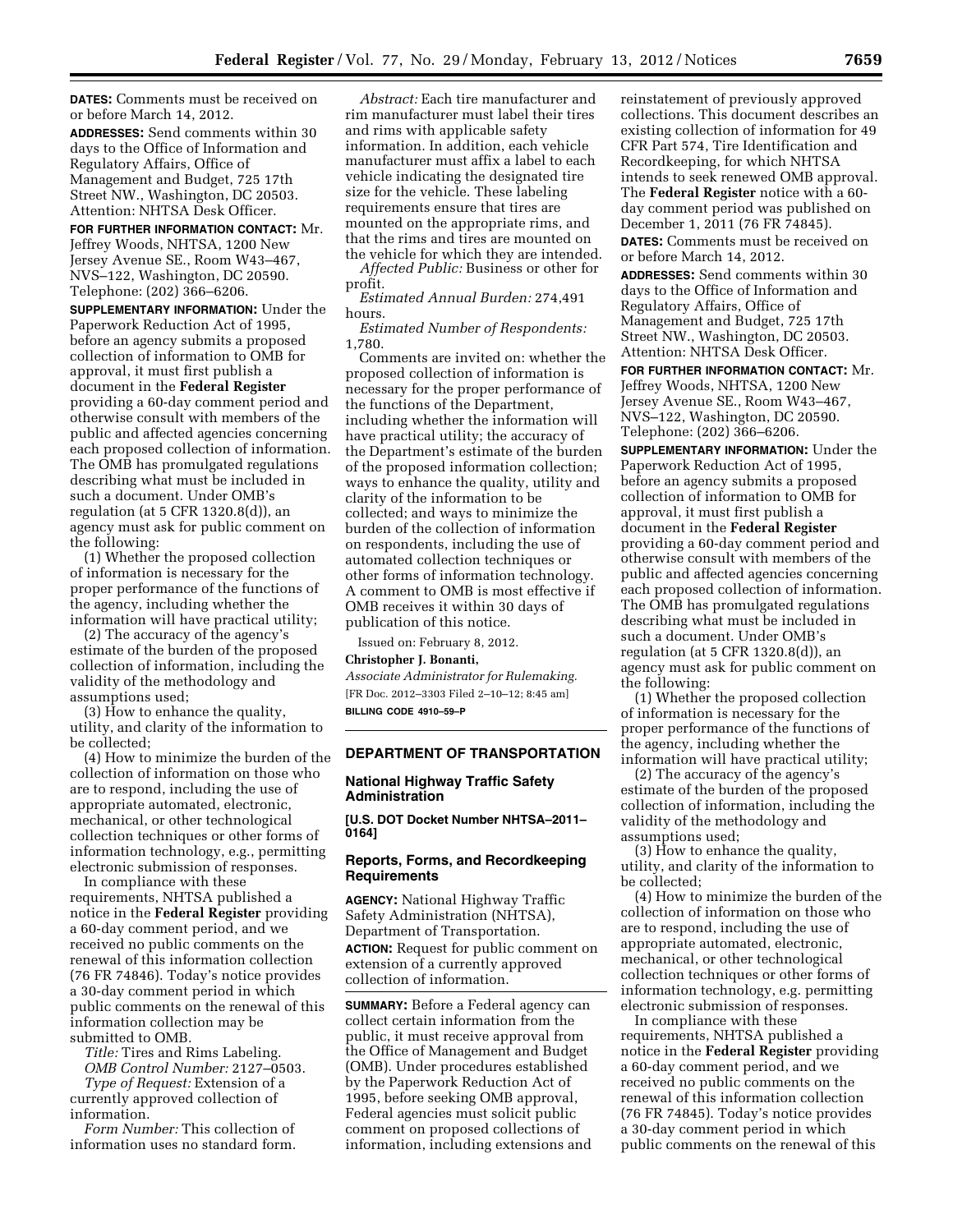**DATES:** Comments must be received on or before March 14, 2012.

**ADDRESSES:** Send comments within 30 days to the Office of Information and Regulatory Affairs, Office of Management and Budget, 725 17th Street NW., Washington, DC 20503. Attention: NHTSA Desk Officer.

**FOR FURTHER INFORMATION CONTACT:** Mr. Jeffrey Woods, NHTSA, 1200 New Jersey Avenue SE., Room W43–467, NVS–122, Washington, DC 20590. Telephone: (202) 366–6206.

**SUPPLEMENTARY INFORMATION:** Under the Paperwork Reduction Act of 1995, before an agency submits a proposed collection of information to OMB for approval, it must first publish a document in the **Federal Register** providing a 60-day comment period and otherwise consult with members of the public and affected agencies concerning each proposed collection of information. The OMB has promulgated regulations describing what must be included in such a document. Under OMB's regulation (at 5 CFR 1320.8(d)), an agency must ask for public comment on the following:

(1) Whether the proposed collection of information is necessary for the proper performance of the functions of the agency, including whether the information will have practical utility;

(2) The accuracy of the agency's estimate of the burden of the proposed collection of information, including the validity of the methodology and assumptions used;

(3) How to enhance the quality, utility, and clarity of the information to be collected;

(4) How to minimize the burden of the collection of information on those who are to respond, including the use of appropriate automated, electronic, mechanical, or other technological collection techniques or other forms of information technology, e.g., permitting electronic submission of responses.

In compliance with these requirements, NHTSA published a notice in the **Federal Register** providing a 60-day comment period, and we received no public comments on the renewal of this information collection (76 FR 74846). Today's notice provides a 30-day comment period in which public comments on the renewal of this information collection may be submitted to OMB.

*Title:* Tires and Rims Labeling.

*OMB Control Number:* 2127–0503.

*Type of Request:* Extension of a currently approved collection of information.

*Form Number:* This collection of information uses no standard form.

*Abstract:* Each tire manufacturer and rim manufacturer must label their tires and rims with applicable safety information. In addition, each vehicle manufacturer must affix a label to each vehicle indicating the designated tire size for the vehicle. These labeling requirements ensure that tires are mounted on the appropriate rims, and that the rims and tires are mounted on the vehicle for which they are intended.

*Affected Public:* Business or other for profit.

*Estimated Annual Burden:* 274,491 hours.

*Estimated Number of Respondents:* 1,780.

Comments are invited on: whether the proposed collection of information is necessary for the proper performance of the functions of the Department, including whether the information will have practical utility; the accuracy of the Department's estimate of the burden of the proposed information collection; ways to enhance the quality, utility and clarity of the information to be collected; and ways to minimize the burden of the collection of information on respondents, including the use of automated collection techniques or other forms of information technology. A comment to OMB is most effective if OMB receives it within 30 days of publication of this notice.

Issued on: February 8, 2012.

**Christopher J. Bonanti,**

*Associate Administrator for Rulemaking.*

[FR Doc. 2012–3303 Filed 2–10–12; 8:45 am]

**BILLING CODE 4910–59–P**

## DEPARTMENT OF TRANSPORTATION

### National Highway Traffic Safety Administration

**[U.S. DOT Docket Number NHTSA–2011–0164]**

### Reports, Forms, and Recordkeeping Requirements

**AGENCY:** National Highway Traffic Safety Administration (NHTSA), Department of Transportation.

**ACTION:** Request for public comment on extension of a currently approved collection of information.

**SUMMARY:** Before a Federal agency can collect certain information from the public, it must receive approval from the Office of Management and Budget (OMB). Under procedures established by the Paperwork Reduction Act of 1995, before seeking OMB approval, Federal agencies must solicit public comment on proposed collections of information, including extensions and reinstatement of previously approved collections. This document describes an existing collection of information for 49 CFR Part 574, Tire Identification and Recordkeeping, for which NHTSA intends to seek renewed OMB approval. The **Federal Register** notice with a 60-day comment period was published on December 1, 2011 (76 FR 74845).

**DATES:** Comments must be received on or before March 14, 2012.

**ADDRESSES:** Send comments within 30 days to the Office of Information and Regulatory Affairs, Office of Management and Budget, 725 17th Street NW., Washington, DC 20503. Attention: NHTSA Desk Officer.

**FOR FURTHER INFORMATION CONTACT:** Mr. Jeffrey Woods, NHTSA, 1200 New Jersey Avenue SE., Room W43–467, NVS–122, Washington, DC 20590. Telephone: (202) 366–6206.

**SUPPLEMENTARY INFORMATION:** Under the Paperwork Reduction Act of 1995, before an agency submits a proposed collection of information to OMB for approval, it must first publish a document in the **Federal Register** providing a 60-day comment period and otherwise consult with members of the public and affected agencies concerning each proposed collection of information. The OMB has promulgated regulations describing what must be included in such a document. Under OMB's regulation (at 5 CFR 1320.8(d)), an agency must ask for public comment on the following:

(1) Whether the proposed collection of information is necessary for the proper performance of the functions of the agency, including whether the information will have practical utility;

(2) The accuracy of the agency's estimate of the burden of the proposed collection of information, including the validity of the methodology and assumptions used;

(3) How to enhance the quality, utility, and clarity of the information to be collected;

(4) How to minimize the burden of the collection of information on those who are to respond, including the use of appropriate automated, electronic, mechanical, or other technological collection techniques or other forms of information technology, e.g. permitting electronic submission of responses.

In compliance with these requirements, NHTSA published a notice in the **Federal Register** providing a 60-day comment period, and we received no public comments on the renewal of this information collection (76 FR 74845). Today's notice provides a 30-day comment period in which public comments on the renewal of this